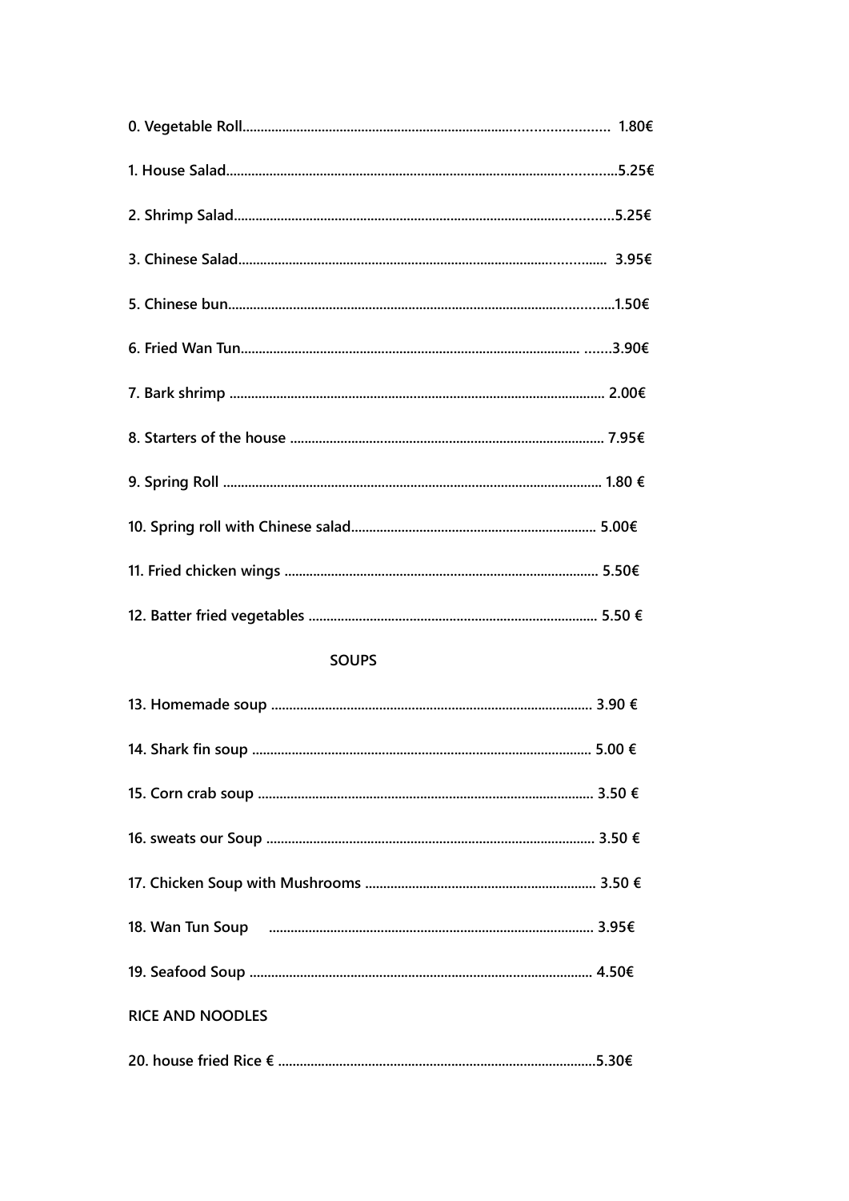**0. Vegetable Roll........................................................................................... 1.80€**

**1. House Salad...........................................................................................5.25€**

**2. Shrimp Salad.........................................................................................5.25€**

**3. Chinese Salad........................................................................................ 3.95€**

**5. Chinese bun..........................................................................................1.50€**

**6. Fried Wan Tun.................................................................................... .......3.90€**

**7. Bark shrimp ........................................................................................... 2.00€**

**8. Starters of the house ............................................................................ 7.95€**

**9. Spring Roll ............................................................................................ 1.80 €**

**10. Spring roll with Chinese salad.................................................................. 5.00€**

**11. Fried chicken wings .............................................................................. 5.50€**

**12. Batter fried vegetables ............................................................................ 5.50 €**

**SOUPS**

**13. Homemade soup ................................................................................... 3.90 €**

**14. Shark fin soup ...................................................................................... 5.00 €**

**15. Corn crab soup ..................................................................................... 3.50 €**

**16. sweats our Soup .................................................................................. 3.50 €**

**17. Chicken Soup with Mushrooms ............................................................... 3.50 €**

**18. Wan Tun Soup ........................................................................................ 3.95€**

**19. Seafood Soup ........................................................................................ 4.50€**

**RICE AND NOODLES**

**20. house fried Rice € ..................................................................................5.30€**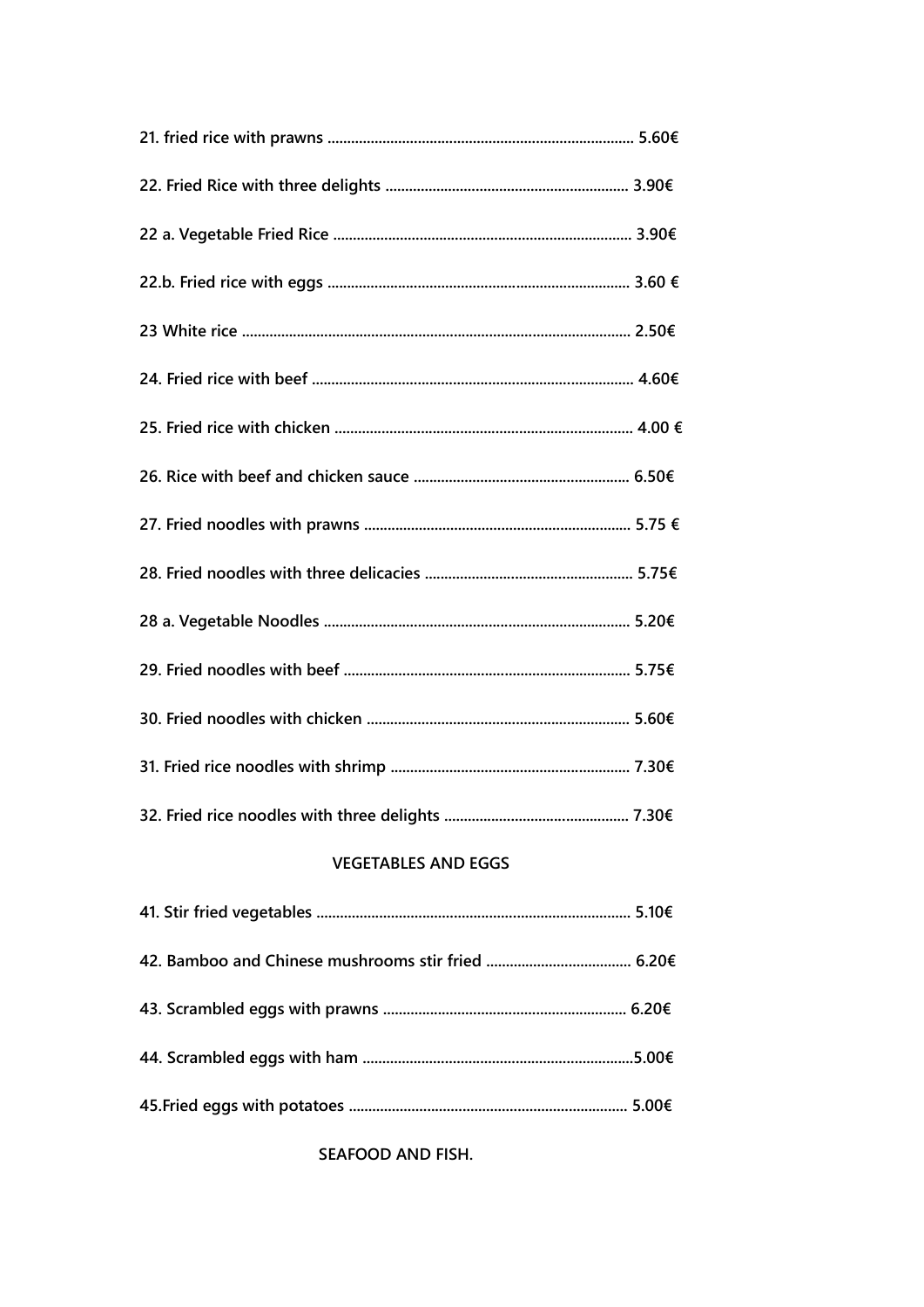**21. fried rice with prawns .............................................................................. 5.60€**

**22. Fried Rice with three delights .............................................................. 3.90€**

**22 a. Vegetable Fried Rice ............................................................................ 3.90€**

**22.b. Fried rice with eggs ............................................................................. 3.60 €**

**23 White rice .................................................................................................... 2.50€**

**24. Fried rice with beef ................................................................................... 4.60€**

**25. Fried rice with chicken ............................................................................ 4.00 €**

**26. Rice with beef and chicken sauce ........................................................ 6.50€**

**27. Fried noodles with prawns ..................................................................... 5.75 €**

**28. Fried noodles with three delicacies ...................................................... 5.75€**

**28 a. Vegetable Noodles ............................................................................... 5.20€**

**29. Fried noodles with beef .......................................................................... 5.75€**

**30. Fried noodles with chicken .................................................................... 5.60€**

**31. Fried rice noodles with shrimp ............................................................. 7.30€**

**32. Fried rice noodles with three delights ................................................ 7.30€**

## VEGETABLES AND EGGS

**41. Stir fried vegetables ................................................................................. 5.10€**

**42. Bamboo and Chinese mushrooms stir fried ...................................... 6.20€**

**43. Scrambled eggs with prawns ............................................................... 6.20€**

**44. Scrambled eggs with ham .....................................................................5.00€**

**45.Fried eggs with potatoes ........................................................................ 5.00€**

## SEAFOOD AND FISH.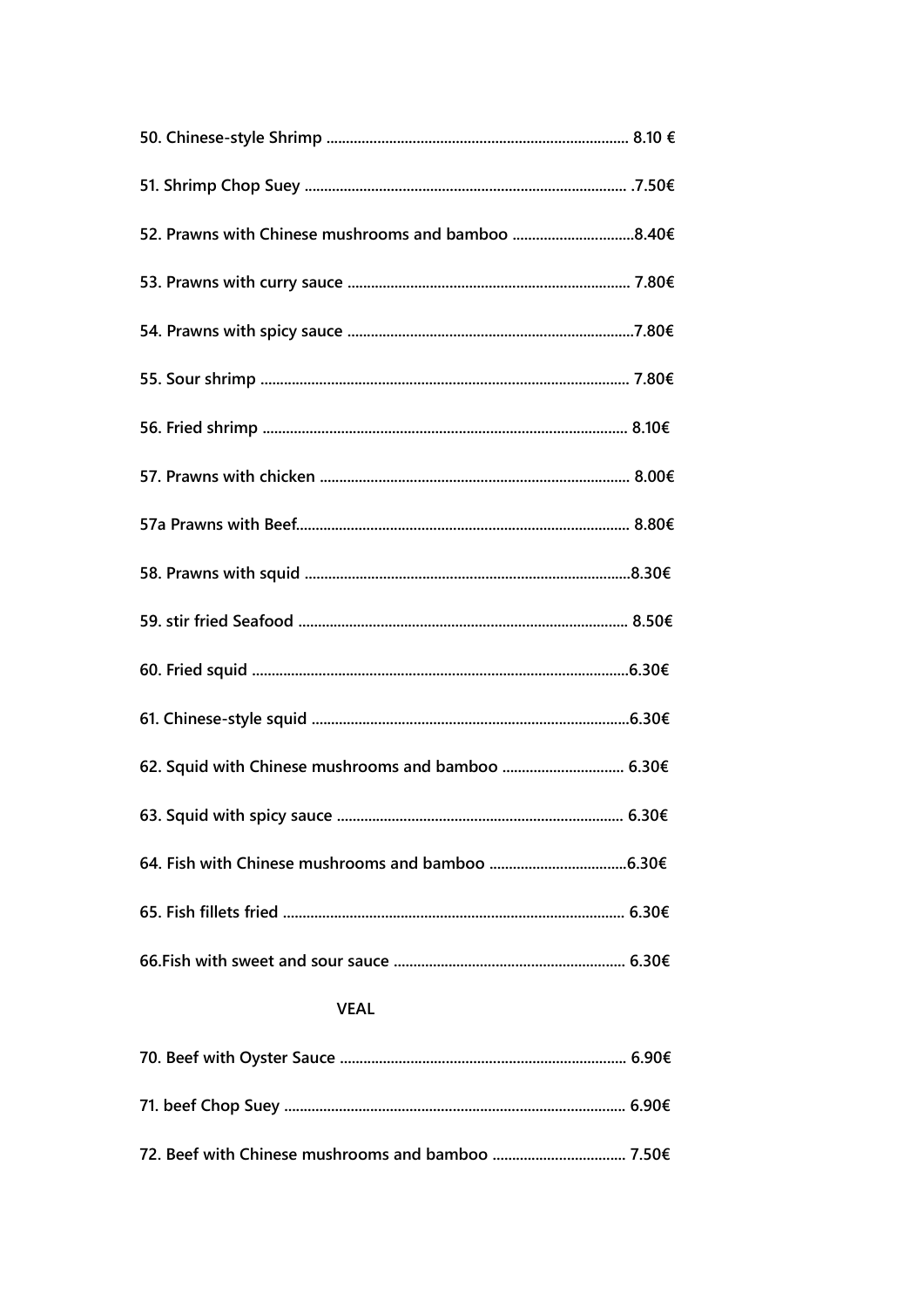**50. Chinese-style Shrimp ............................................................................ 8.10 €**

**51. Shrimp Chop Suey ................................................................................. .7.50€**

**52. Prawns with Chinese mushrooms and bamboo ..............................8.40€**

**53. Prawns with curry sauce ....................................................................... 7.80€**

**54. Prawns with spicy sauce ........................................................................7.80€**

**55. Sour shrimp ............................................................................................ 7.80€**

**56. Fried shrimp ........................................................................................... 8.10€**

**57. Prawns with chicken ............................................................................. 8.00€**

**57a Prawns with Beef.................................................................................... 8.80€**

**58. Prawns with squid ..................................................................................8.30€**

**59. stir fried Seafood ................................................................................... 8.50€**

**60. Fried squid ...............................................................................................6.30€**

**61. Chinese-style squid ................................................................................6.30€**

**62. Squid with Chinese mushrooms and bamboo .............................. 6.30€**

**63. Squid with spicy sauce ........................................................................ 6.30€**

**64. Fish with Chinese mushrooms and bamboo ..................................6.30€**

**65. Fish fillets fried ...................................................................................... 6.30€**

**66.Fish with sweet and sour sauce .......................................................... 6.30€**

## VEAL

**70. Beef with Oyster Sauce ........................................................................ 6.90€**

**71. beef Chop Suey ...................................................................................... 6.90€**

**72. Beef with Chinese mushrooms and bamboo ................................. 7.50€**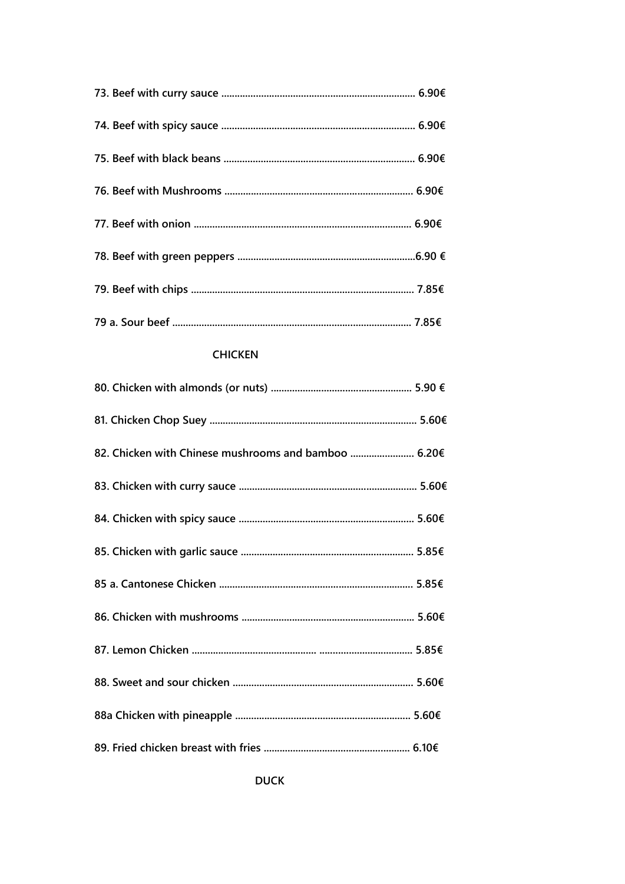**73. Beef with curry sauce ......................................................................... 6.90€**

**74. Beef with spicy sauce ......................................................................... 6.90€**

**75. Beef with black beans ........................................................................ 6.90€**

**76. Beef with Mushrooms ....................................................................... 6.90€**

**77. Beef with onion ................................................................................. 6.90€**

**78. Beef with green peppers ...................................................................6.90 €**

**79. Beef with chips .................................................................................. 7.85€**

**79 a. Sour beef ......................................................................................... 7.85€**

## CHICKEN

**80. Chicken with almonds (or nuts) ...................................................... 5.90 €**

**81. Chicken Chop Suey .............................................................................. 5.60€**

**82. Chicken with Chinese mushrooms and bamboo ........................ 6.20€**

**83. Chicken with curry sauce ................................................................... 5.60€**

**84. Chicken with spicy sauce .................................................................. 5.60€**

**85. Chicken with garlic sauce ................................................................. 5.85€**

**85 a. Cantonese Chicken ......................................................................... 5.85€**

**86. Chicken with mushrooms ................................................................. 5.60€**

**87. Lemon Chicken ................................................. .................................. 5.85€**

**88. Sweet and sour chicken .................................................................... 5.60€**

**88a Chicken with pineapple .................................................................. 5.60€**

**89. Fried chicken breast with fries ....................................................... 6.10€**

## DUCK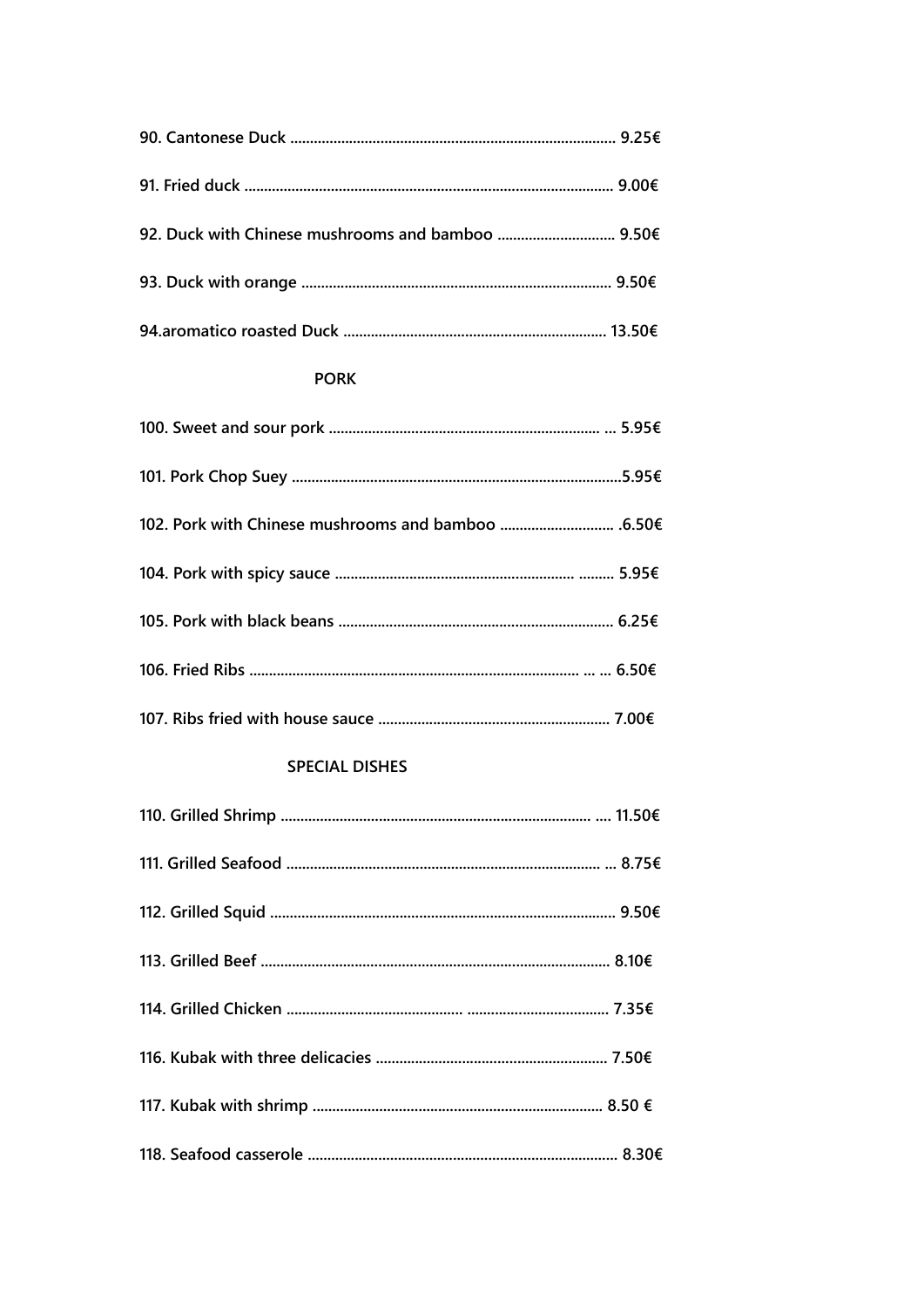**90. Cantonese Duck ........................................................................................ 9.25€**

**91. Fried duck ................................................................................................. 9.00€**

**92. Duck with Chinese mushrooms and bamboo .............................. 9.50€**

**93. Duck with orange ................................................................................ 9.50€**

**94.aromatico roasted Duck ................................................................... 13.50€**

## PORK

**100. Sweet and sour pork ....................................................................... ... 5.95€**

**101. Pork Chop Suey ..................................................................................5.95€**

**102. Pork with Chinese mushrooms and bamboo ............................ .6.50€**

**104. Pork with spicy sauce ............................................................. ......... 5.95€**

**105. Pork with black beans ...................................................................... 6.25€**

**106. Fried Ribs ..................................................................................... ... ... 6.50€**

**107. Ribs fried with house sauce ........................................................... 7.00€**

## SPECIAL DISHES

**110. Grilled Shrimp ................................................................................ .... 11.50€**

**111. Grilled Seafood ................................................................................ ... 8.75€**

**112. Grilled Squid ........................................................................................ 9.50€**

**113. Grilled Beef ......................................................................................... 8.10€**

**114. Grilled Chicken .............................................. .................................... 7.35€**

**116. Kubak with three delicacies ........................................................... 7.50€**

**117. Kubak with shrimp .......................................................................... 8.50 €**

**118. Seafood casserole ............................................................................... 8.30€**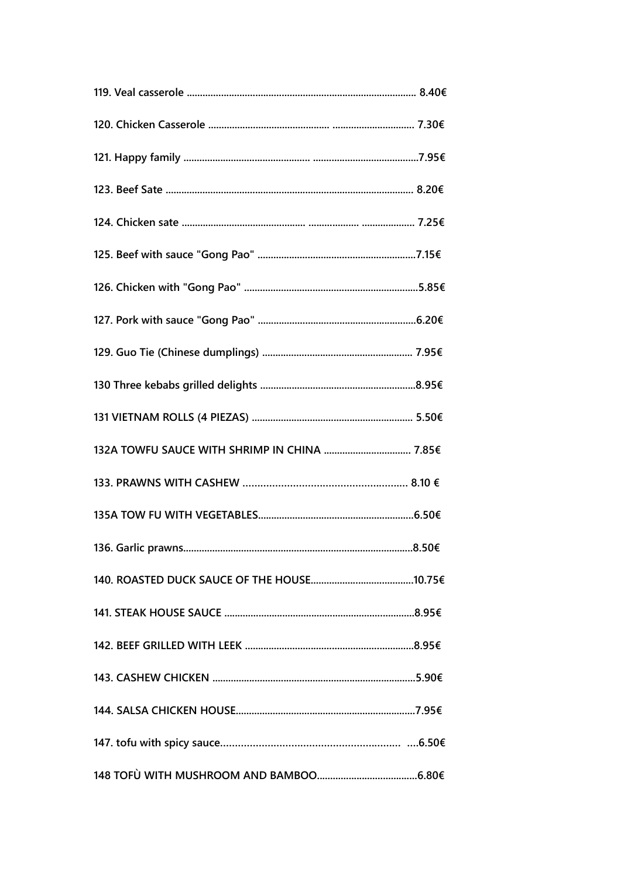**119. Veal casserole ........................................................................................ 8.40€**

**120. Chicken Casserole ............................................. ............................... 7.30€**

**121. Happy family .................................................. ........................................7.95€**

**123. Beef Sate .............................................................................................. 8.20€**

**124. Chicken sate ................................................ ................... .................... 7.25€**

**125. Beef with sauce "Gong Pao" ............................................................7.15€**

**126. Chicken with "Gong Pao" ..................................................................5.85€**

**127. Pork with sauce "Gong Pao" ............................................................6.20€**

**129. Guo Tie (Chinese dumplings) ......................................................... 7.95€**

**130 Three kebabs grilled delights ...........................................................8.95€**

**131 VIETNAM ROLLS (4 PIEZAS) ............................................................. 5.50€**

**132A TOWFU SAUCE WITH SHRIMP IN CHINA ................................ 7.85€**

**133. PRAWNS WITH CASHEW ....................................................... 8.10 €**

**135A TOW FU WITH VEGETABLES...........................................................6.50€**

**136. Garlic prawns.......................................................................................8.50€**

**140. ROASTED DUCK SAUCE OF THE HOUSE.......................................10.75€**

**141. STEAK HOUSE SAUCE ........................................................................8.95€**

**142. BEEF GRILLED WITH LEEK ................................................................8.95€**

**143. CASHEW CHICKEN .............................................................................5.90€**

**144. SALSA CHICKEN HOUSE....................................................................7.95€**

**147. tofu with spicy sauce............................................................. ....6.50€**

**148 TOFÙ WITH MUSHROOM AND BAMBOO......................................6.80€**